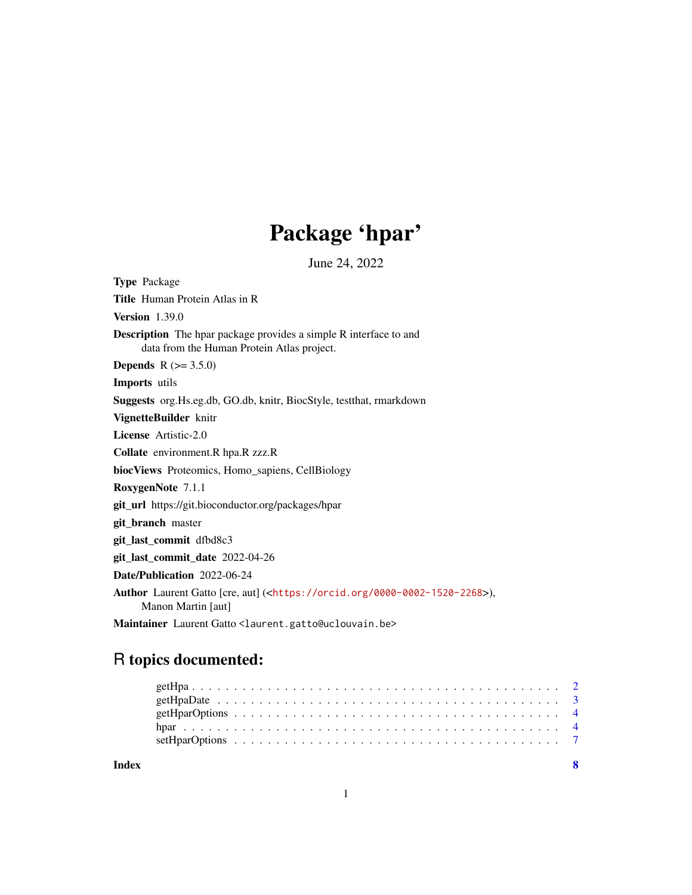# Package 'hpar'

June 24, 2022

**Type** Package

**Title** Human Protein Atlas in R

**Version** 1.39.0

**Description** The hpar package provides a simple R interface to and data from the Human Protein Atlas project.

**Depends** R (>= 3.5.0)

**Imports** utils

**Suggests** org.Hs.eg.db, GO.db, knitr, BiocStyle, testthat, rmarkdown

**VignetteBuilder** knitr

**License** Artistic-2.0

**Collate** environment.R hpa.R zzz.R

**biocViews** Proteomics, Homo_sapiens, CellBiology

**RoxygenNote** 7.1.1

**git_url** https://git.bioconductor.org/packages/hpar

**git_branch** master

**git_last_commit** dfbd8c3

**git_last_commit_date** 2022-04-26

**Date/Publication** 2022-06-24

**Author** Laurent Gatto [cre, aut] (<https://orcid.org/0000-0002-1520-2268>), Manon Martin [aut]

**Maintainer** Laurent Gatto <laurent.gatto@uclouvain.be>

## R topics documented:

- getHpa . . . . . . . . . . . . . . . . . . . . . . . . . . . . . . . . . . . . . . . . . . 2
- getHpaDate . . . . . . . . . . . . . . . . . . . . . . . . . . . . . . . . . . . . . . . . 3
- getHparOptions . . . . . . . . . . . . . . . . . . . . . . . . . . . . . . . . . . . . . . 4
- hpar . . . . . . . . . . . . . . . . . . . . . . . . . . . . . . . . . . . . . . . . . . . . 4
- setHparOptions . . . . . . . . . . . . . . . . . . . . . . . . . . . . . . . . . . . . . . 7

**Index** 8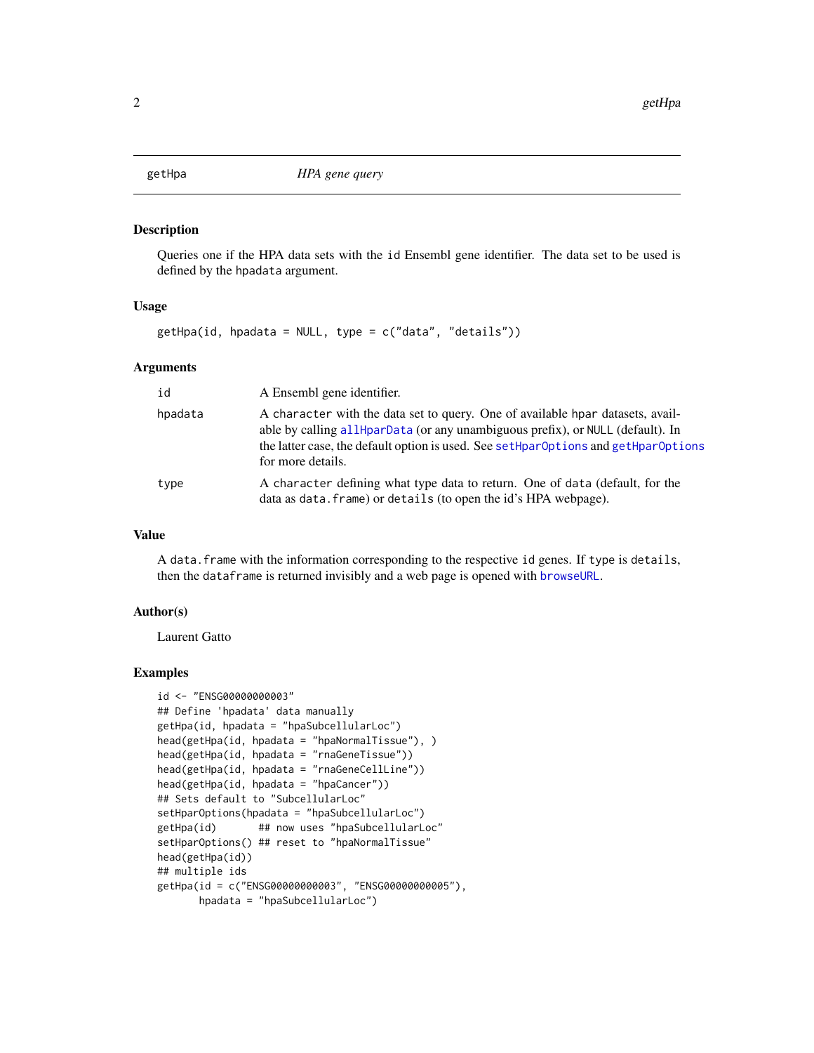## getHpa — *HPA gene query*

### Description

Queries one if the HPA data sets with the `id` Ensembl gene identifier. The data set to be used is defined by the `hpadata` argument.

### Usage

```
getHpa(id, hpadata = NULL, type = c("data", "details"))
```

### Arguments

| | |
|---|---|
| `id` | A Ensembl gene identifier. |
| `hpadata` | A `character` with the data set to query. One of available `hpar` datasets, available by calling `allHparData` (or any unambiguous prefix), or `NULL` (default). In the latter case, the default option is used. See `setHparOptions` and `getHparOptions` for more details. |
| `type` | A `character` defining what type data to return. One of `data` (default, for the data as `data.frame`) or `details` (to open the id's HPA webpage). |

### Value

A `data.frame` with the information corresponding to the respective `id` genes. If `type` is `details`, then the `dataframe` is returned invisibly and a web page is opened with `browseURL`.

### Author(s)

Laurent Gatto

### Examples

```
id <- "ENSG00000000003"
## Define 'hpadata' data manually
getHpa(id, hpadata = "hpaSubcellularLoc")
head(getHpa(id, hpadata = "hpaNormalTissue"), )
head(getHpa(id, hpadata = "rnaGeneTissue"))
head(getHpa(id, hpadata = "rnaGeneCellLine"))
head(getHpa(id, hpadata = "hpaCancer"))
## Sets default to "SubcellularLoc"
setHparOptions(hpadata = "hpaSubcellularLoc")
getHpa(id)       ## now uses "hpaSubcellularLoc"
setHparOptions() ## reset to "hpaNormalTissue"
head(getHpa(id))
## multiple ids
getHpa(id = c("ENSG00000000003", "ENSG00000000005"),
       hpadata = "hpaSubcellularLoc")
```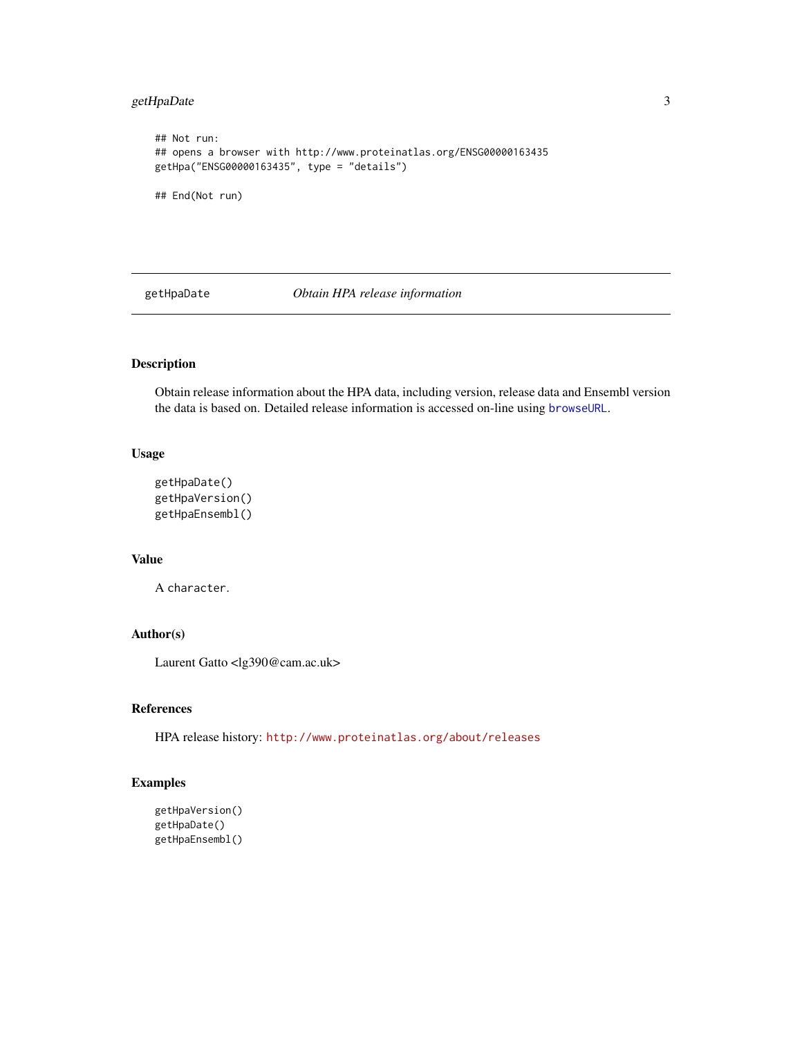```
## Not run:
## opens a browser with http://www.proteinatlas.org/ENSG00000163435
getHpa("ENSG00000163435", type = "details")

## End(Not run)
```

---

## getHpaDate — *Obtain HPA release information*

### Description

Obtain release information about the HPA data, including version, release data and Ensembl version the data is based on. Detailed release information is accessed on-line using `browseURL`.

### Usage

```
getHpaDate()
getHpaVersion()
getHpaEnsembl()
```

### Value

A `character`.

### Author(s)

Laurent Gatto <lg390@cam.ac.uk>

### References

HPA release history: `http://www.proteinatlas.org/about/releases`

### Examples

```
getHpaVersion()
getHpaDate()
getHpaEnsembl()
```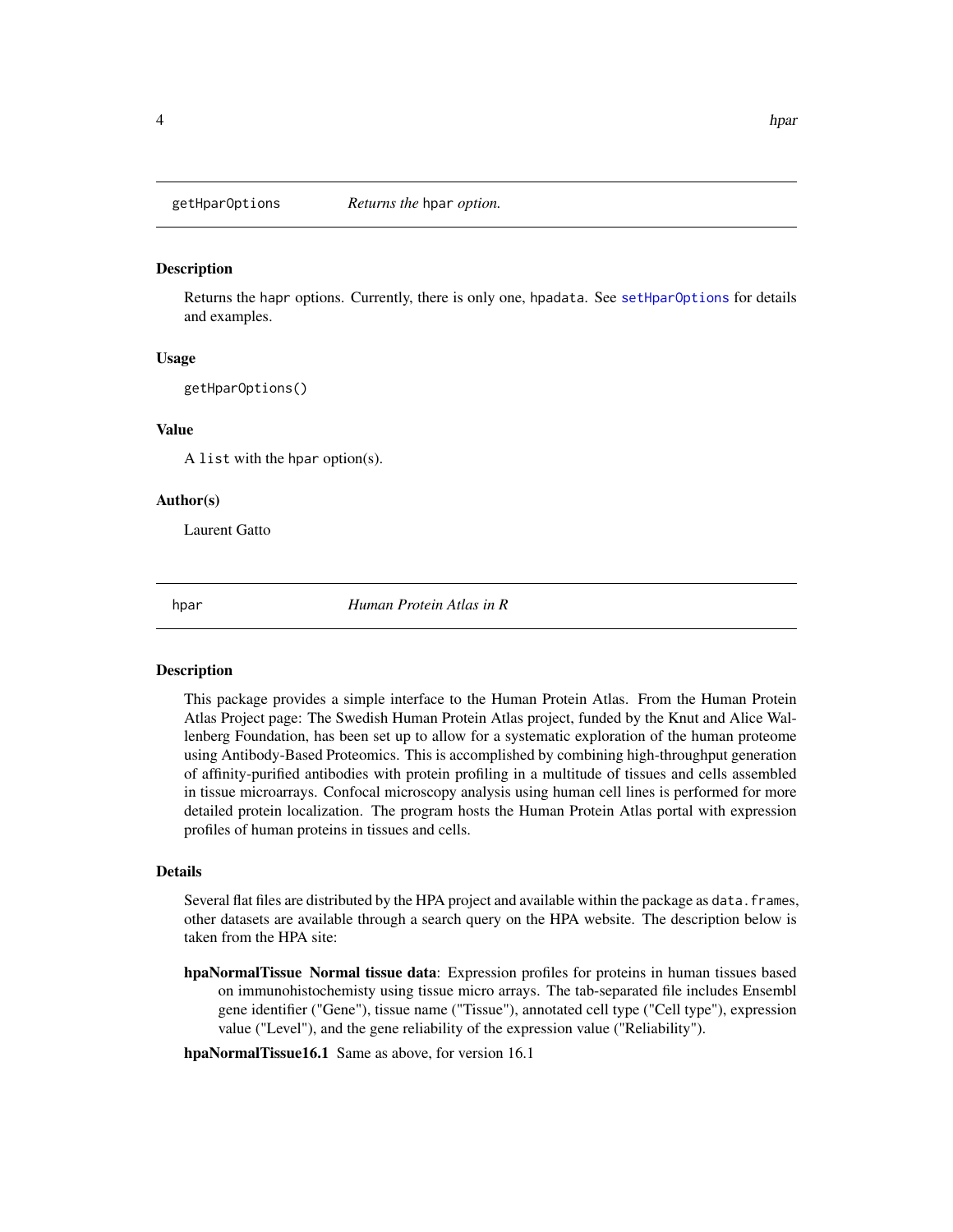## getHparOptions — *Returns the* `hpar` *option.*

### Description

Returns the `hapr` options. Currently, there is only one, `hpadata`. See `setHparOptions` for details and examples.

### Usage

```
getHparOptions()
```

### Value

A `list` with the `hpar` option(s).

### Author(s)

Laurent Gatto

## hpar — *Human Protein Atlas in R*

### Description

This package provides a simple interface to the Human Protein Atlas. From the Human Protein Atlas Project page: The Swedish Human Protein Atlas project, funded by the Knut and Alice Wallenberg Foundation, has been set up to allow for a systematic exploration of the human proteome using Antibody-Based Proteomics. This is accomplished by combining high-throughput generation of affinity-purified antibodies with protein profiling in a multitude of tissues and cells assembled in tissue microarrays. Confocal microscopy analysis using human cell lines is performed for more detailed protein localization. The program hosts the Human Protein Atlas portal with expression profiles of human proteins in tissues and cells.

### Details

Several flat files are distributed by the HPA project and available within the package as `data.frames`, other datasets are available through a search query on the HPA website. The description below is taken from the HPA site:

**hpaNormalTissue** **Normal tissue data**: Expression profiles for proteins in human tissues based on immunohistochemisty using tissue micro arrays. The tab-separated file includes Ensembl gene identifier ("Gene"), tissue name ("Tissue"), annotated cell type ("Cell type"), expression value ("Level"), and the gene reliability of the expression value ("Reliability").

**hpaNormalTissue16.1** Same as above, for version 16.1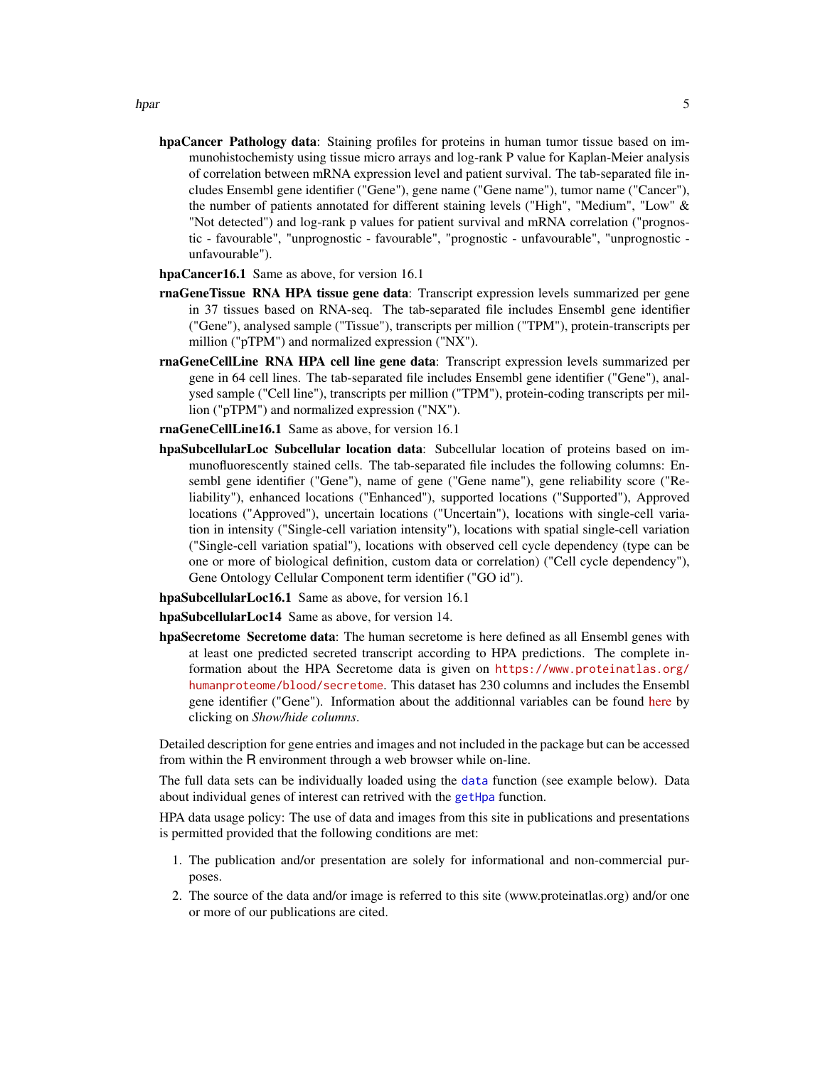**hpaCancer Pathology data**: Staining profiles for proteins in human tumor tissue based on immunohistochemisty using tissue micro arrays and log-rank P value for Kaplan-Meier analysis of correlation between mRNA expression level and patient survival. The tab-separated file includes Ensembl gene identifier ("Gene"), gene name ("Gene name"), tumor name ("Cancer"), the number of patients annotated for different staining levels ("High", "Medium", "Low" & "Not detected") and log-rank p values for patient survival and mRNA correlation ("prognostic - favourable", "unprognostic - favourable", "prognostic - unfavourable", "unprognostic - unfavourable").

**hpaCancer16.1** Same as above, for version 16.1

**rnaGeneTissue RNA HPA tissue gene data**: Transcript expression levels summarized per gene in 37 tissues based on RNA-seq. The tab-separated file includes Ensembl gene identifier ("Gene"), analysed sample ("Tissue"), transcripts per million ("TPM"), protein-transcripts per million ("pTPM") and normalized expression ("NX").

**rnaGeneCellLine RNA HPA cell line gene data**: Transcript expression levels summarized per gene in 64 cell lines. The tab-separated file includes Ensembl gene identifier ("Gene"), analysed sample ("Cell line"), transcripts per million ("TPM"), protein-coding transcripts per million ("pTPM") and normalized expression ("NX").

**rnaGeneCellLine16.1** Same as above, for version 16.1

**hpaSubcellularLoc Subcellular location data**: Subcellular location of proteins based on immunofluorescently stained cells. The tab-separated file includes the following columns: Ensembl gene identifier ("Gene"), name of gene ("Gene name"), gene reliability score ("Reliability"), enhanced locations ("Enhanced"), supported locations ("Supported"), Approved locations ("Approved"), uncertain locations ("Uncertain"), locations with single-cell variation in intensity ("Single-cell variation intensity"), locations with spatial single-cell variation ("Single-cell variation spatial"), locations with observed cell cycle dependency (type can be one or more of biological definition, custom data or correlation) ("Cell cycle dependency"), Gene Ontology Cellular Component term identifier ("GO id").

**hpaSubcellularLoc16.1** Same as above, for version 16.1

**hpaSubcellularLoc14** Same as above, for version 14.

**hpaSecretome Secretome data**: The human secretome is here defined as all Ensembl genes with at least one predicted secreted transcript according to HPA predictions. The complete information about the HPA Secretome data is given on https://www.proteinatlas.org/humanproteome/blood/secretome. This dataset has 230 columns and includes the Ensembl gene identifier ("Gene"). Information about the additionnal variables can be found here by clicking on *Show/hide columns*.

Detailed description for gene entries and images and not included in the package but can be accessed from within the R environment through a web browser while on-line.

The full data sets can be individually loaded using the `data` function (see example below). Data about individual genes of interest can retrived with the `getHpa` function.

HPA data usage policy: The use of data and images from this site in publications and presentations is permitted provided that the following conditions are met:

1. The publication and/or presentation are solely for informational and non-commercial purposes.
2. The source of the data and/or image is referred to this site (www.proteinatlas.org) and/or one or more of our publications are cited.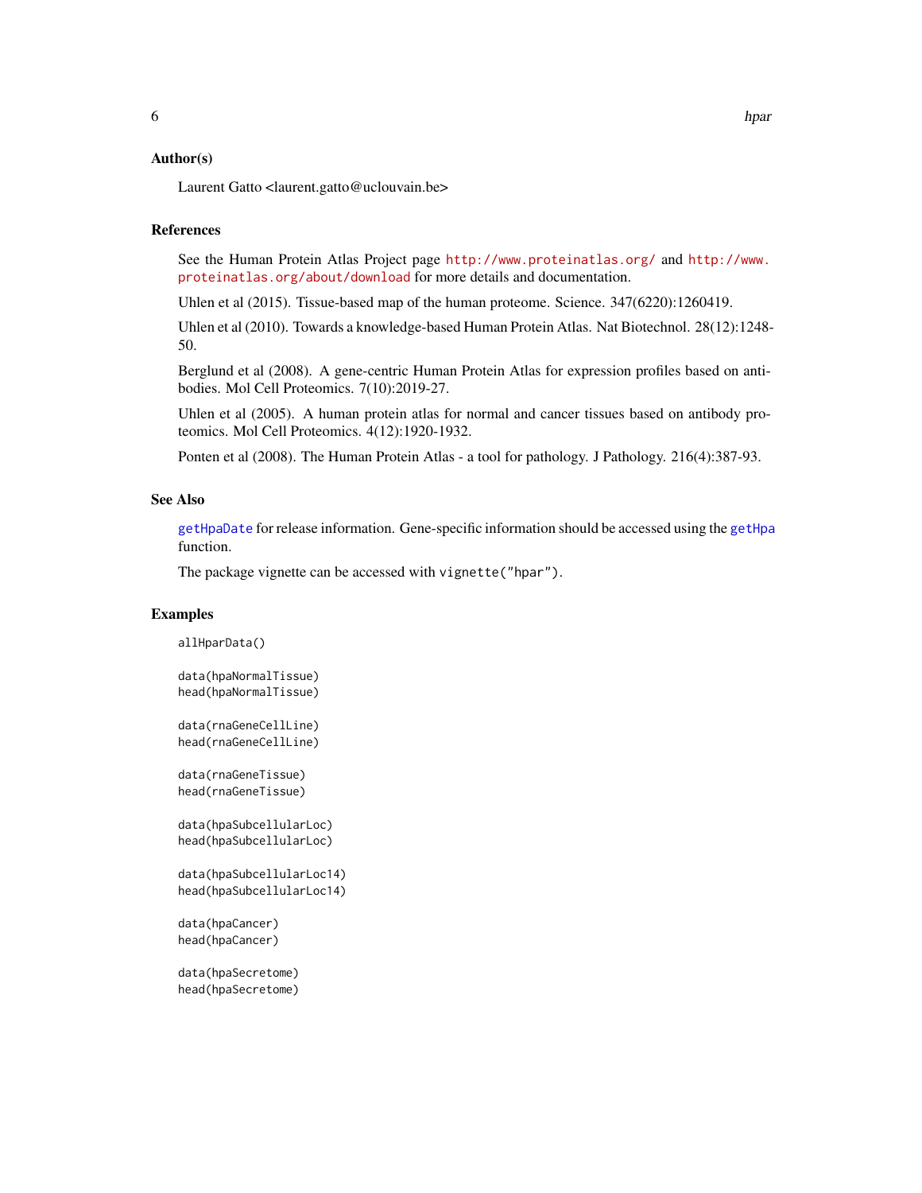### Author(s)

Laurent Gatto <laurent.gatto@uclouvain.be>

### References

See the Human Protein Atlas Project page http://www.proteinatlas.org/ and http://www.proteinatlas.org/about/download for more details and documentation.

Uhlen et al (2015). Tissue-based map of the human proteome. Science. 347(6220):1260419.

Uhlen et al (2010). Towards a knowledge-based Human Protein Atlas. Nat Biotechnol. 28(12):1248-50.

Berglund et al (2008). A gene-centric Human Protein Atlas for expression profiles based on antibodies. Mol Cell Proteomics. 7(10):2019-27.

Uhlen et al (2005). A human protein atlas for normal and cancer tissues based on antibody proteomics. Mol Cell Proteomics. 4(12):1920-1932.

Ponten et al (2008). The Human Protein Atlas - a tool for pathology. J Pathology. 216(4):387-93.

### See Also

getHpaDate for release information. Gene-specific information should be accessed using the getHpa function.

The package vignette can be accessed with `vignette("hpar")`.

### Examples

```
allHparData()

data(hpaNormalTissue)
head(hpaNormalTissue)

data(rnaGeneCellLine)
head(rnaGeneCellLine)

data(rnaGeneTissue)
head(rnaGeneTissue)

data(hpaSubcellularLoc)
head(hpaSubcellularLoc)

data(hpaSubcellularLoc14)
head(hpaSubcellularLoc14)

data(hpaCancer)
head(hpaCancer)

data(hpaSecretome)
head(hpaSecretome)
```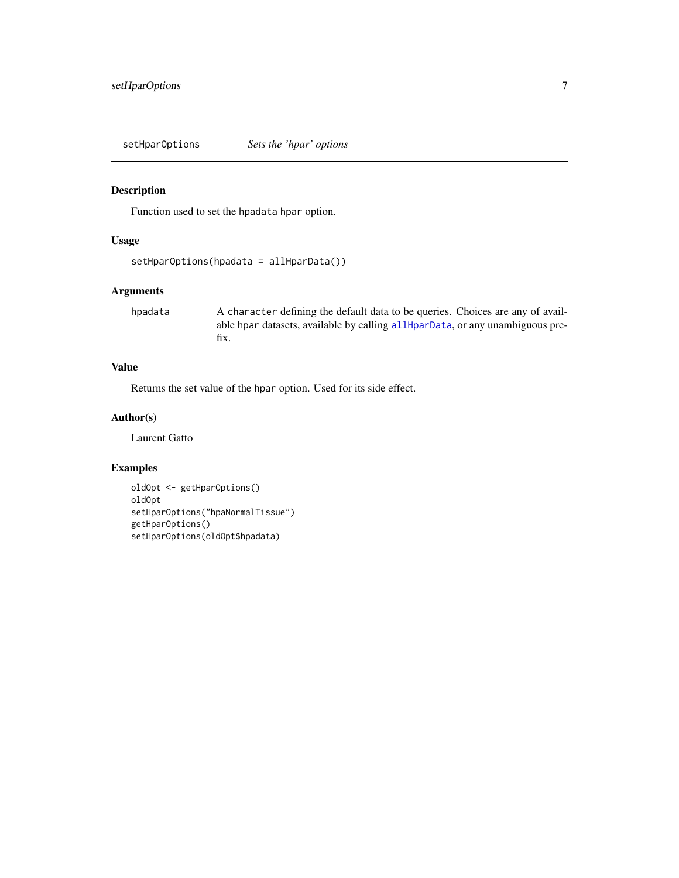## setHparOptions *Sets the 'hpar' options*

### Description

Function used to set the hpadata hpar option.

### Usage

```
setHparOptions(hpadata = allHparData())
```

### Arguments

| | |
|---|---|
| hpadata | A character defining the default data to be queries. Choices are any of available hpar datasets, available by calling allHparData, or any unambiguous prefix. |

### Value

Returns the set value of the hpar option. Used for its side effect.

### Author(s)

Laurent Gatto

### Examples

```
oldOpt <- getHparOptions()
oldOpt
setHparOptions("hpaNormalTissue")
getHparOptions()
setHparOptions(oldOpt$hpadata)
```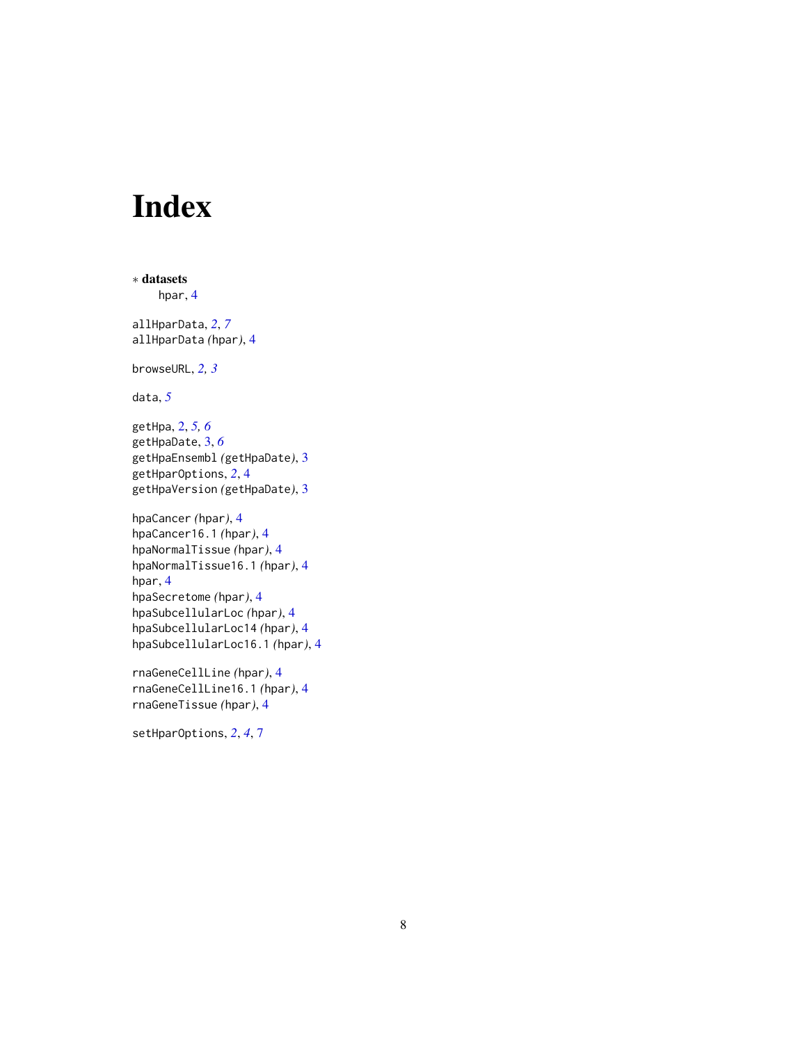# Index

∗ **datasets**
   hpar, 4

allHparData, *2*, *7*
allHparData *(*hpar*)*, 4

browseURL, *2, 3*

data, *5*

getHpa, 2, *5, 6*
getHpaDate, 3, *6*
getHpaEnsembl *(*getHpaDate*)*, 3
getHparOptions, *2*, 4
getHpaVersion *(*getHpaDate*)*, 3

hpaCancer *(*hpar*)*, 4
hpaCancer16.1 *(*hpar*)*, 4
hpaNormalTissue *(*hpar*)*, 4
hpaNormalTissue16.1 *(*hpar*)*, 4
hpar, 4
hpaSecretome *(*hpar*)*, 4
hpaSubcellularLoc *(*hpar*)*, 4
hpaSubcellularLoc14 *(*hpar*)*, 4
hpaSubcellularLoc16.1 *(*hpar*)*, 4

rnaGeneCellLine *(*hpar*)*, 4
rnaGeneCellLine16.1 *(*hpar*)*, 4
rnaGeneTissue *(*hpar*)*, 4

setHparOptions, *2*, *4*, 7